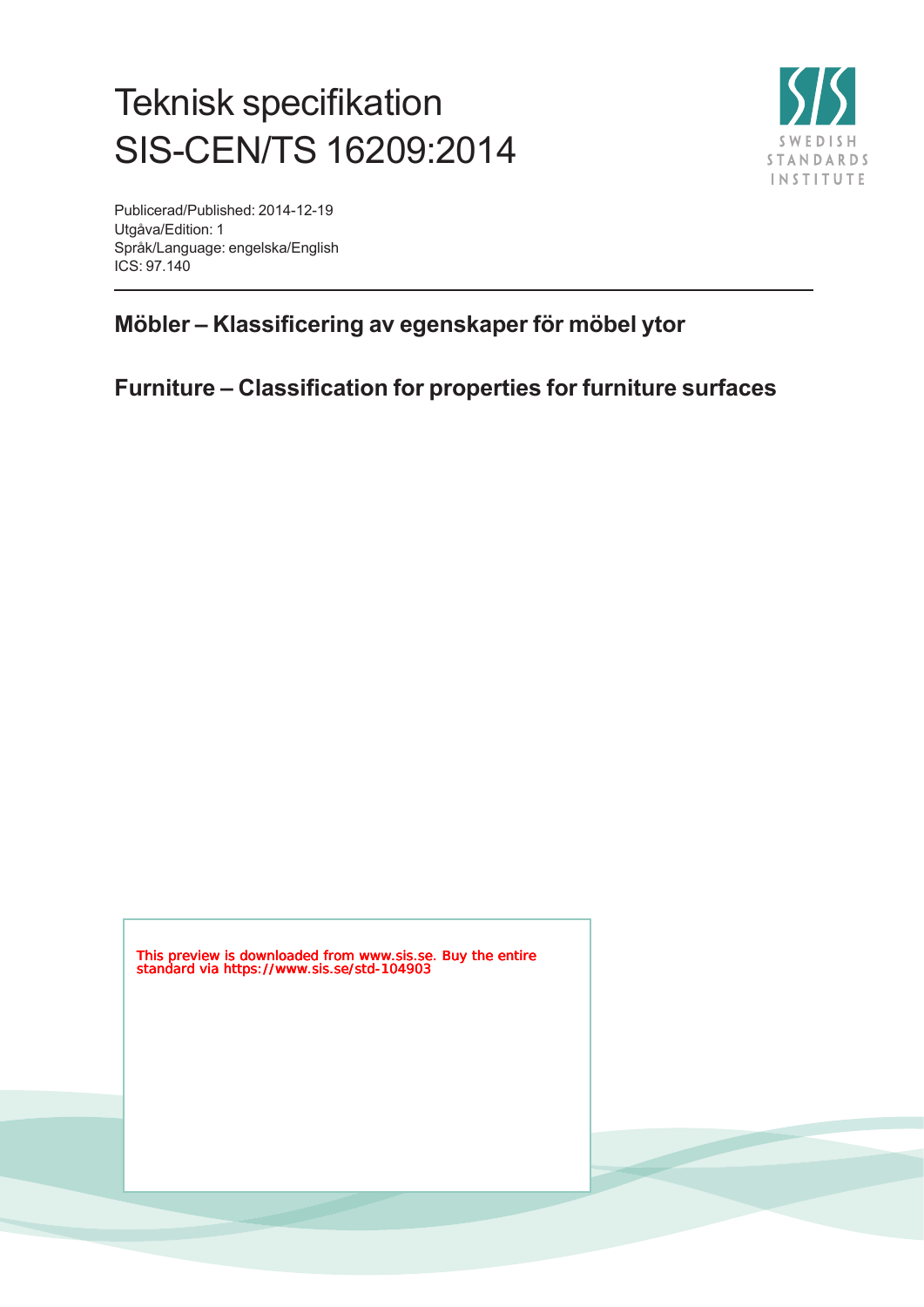# Teknisk specifikation
# SIS-CEN/TS 16209:2014

Publicerad/Published: 2014-12-19
Utgåva/Edition: 1
Språk/Language: engelska/English
ICS: 97.140

## Möbler – Klassificering av egenskaper för möbel ytor

## Furniture – Classification for properties for furniture surfaces

This preview is downloaded from www.sis.se. Buy the entire standard via https://www.sis.se/std-104903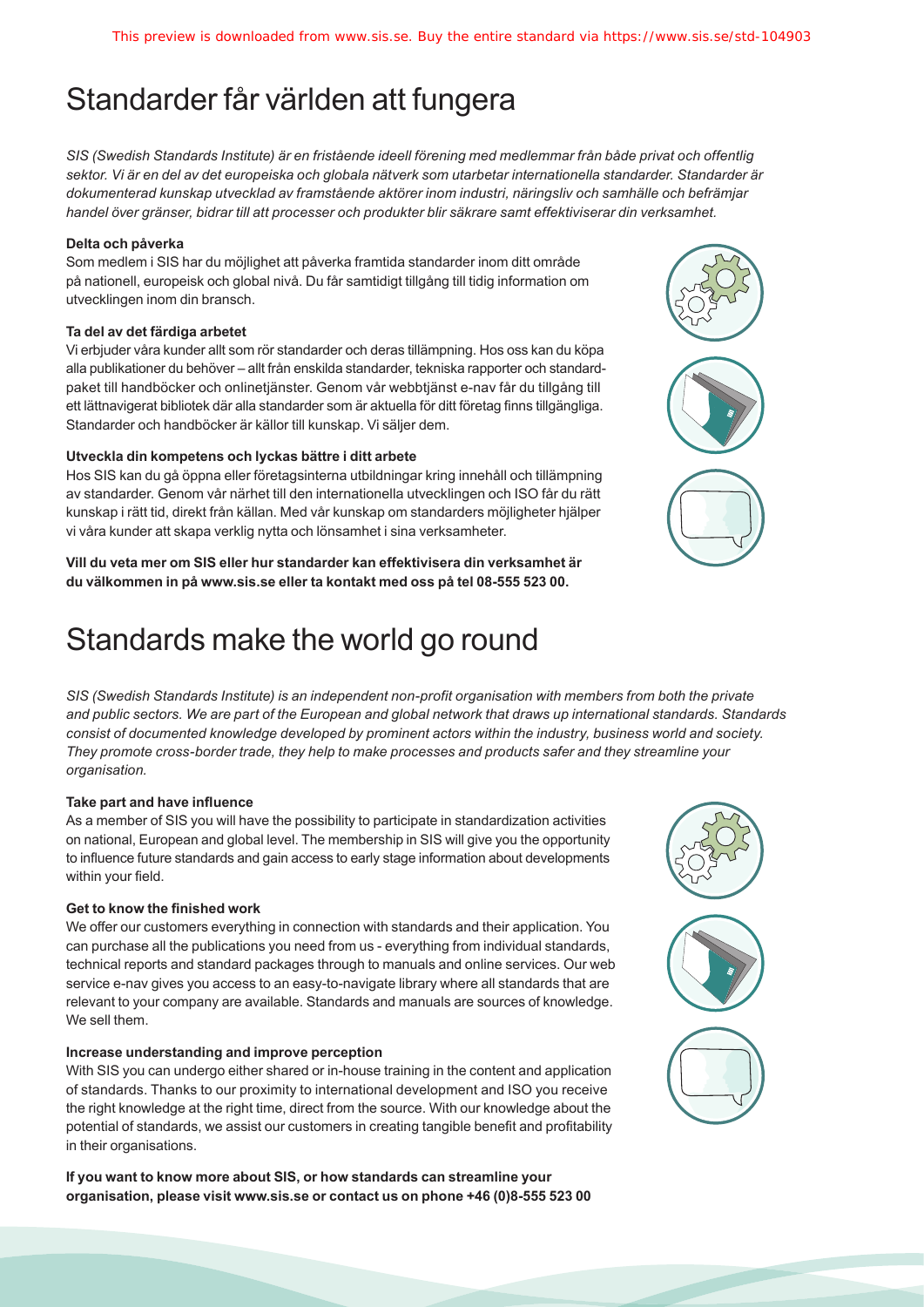# Standarder får världen att fungera

*SIS (Swedish Standards Institute) är en fristående ideell förening med medlemmar från både privat och offentlig sektor. Vi är en del av det europeiska och globala nätverk som utarbetar internationella standarder. Standarder är dokumenterad kunskap utvecklad av framstående aktörer inom industri, näringsliv och samhälle och befrämjar handel över gränser, bidrar till att processer och produkter blir säkrare samt effektiviserar din verksamhet.*

**Delta och påverka**

Som medlem i SIS har du möjlighet att påverka framtida standarder inom ditt område på nationell, europeisk och global nivå. Du får samtidigt tillgång till tidig information om utvecklingen inom din bransch.

**Ta del av det färdiga arbetet**

Vi erbjuder våra kunder allt som rör standarder och deras tillämpning. Hos oss kan du köpa alla publikationer du behöver – allt från enskilda standarder, tekniska rapporter och standardpaket till handböcker och onlinetjänster. Genom vår webbtjänst e-nav får du tillgång till ett lättnavigerat bibliotek där alla standarder som är aktuella för ditt företag finns tillgängliga. Standarder och handböcker är källor till kunskap. Vi säljer dem.

**Utveckla din kompetens och lyckas bättre i ditt arbete**

Hos SIS kan du gå öppna eller företagsinterna utbildningar kring innehåll och tillämpning av standarder. Genom vår närhet till den internationella utvecklingen och ISO får du rätt kunskap i rätt tid, direkt från källan. Med vår kunskap om standarders möjligheter hjälper vi våra kunder att skapa verklig nytta och lönsamhet i sina verksamheter.

**Vill du veta mer om SIS eller hur standarder kan effektivisera din verksamhet är du välkommen in på www.sis.se eller ta kontakt med oss på tel 08-555 523 00.**

# Standards make the world go round

*SIS (Swedish Standards Institute) is an independent non-profit organisation with members from both the private and public sectors. We are part of the European and global network that draws up international standards. Standards consist of documented knowledge developed by prominent actors within the industry, business world and society. They promote cross-border trade, they help to make processes and products safer and they streamline your organisation.*

**Take part and have influence**

As a member of SIS you will have the possibility to participate in standardization activities on national, European and global level. The membership in SIS will give you the opportunity to influence future standards and gain access to early stage information about developments within your field.

**Get to know the finished work**

We offer our customers everything in connection with standards and their application. You can purchase all the publications you need from us - everything from individual standards, technical reports and standard packages through to manuals and online services. Our web service e-nav gives you access to an easy-to-navigate library where all standards that are relevant to your company are available. Standards and manuals are sources of knowledge. We sell them.

**Increase understanding and improve perception**

With SIS you can undergo either shared or in-house training in the content and application of standards. Thanks to our proximity to international development and ISO you receive the right knowledge at the right time, direct from the source. With our knowledge about the potential of standards, we assist our customers in creating tangible benefit and profitability in their organisations.

**If you want to know more about SIS, or how standards can streamline your organisation, please visit www.sis.se or contact us on phone +46 (0)8-555 523 00**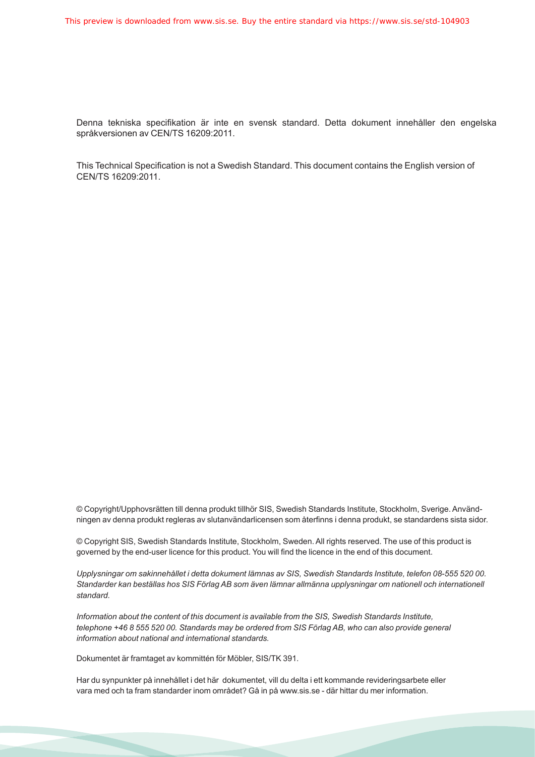Denna tekniska specifikation är inte en svensk standard. Detta dokument innehåller den engelska språkversionen av CEN/TS 16209:2011.

This Technical Specification is not a Swedish Standard. This document contains the English version of CEN/TS 16209:2011.

© Copyright/Upphovsrätten till denna produkt tillhör SIS, Swedish Standards Institute, Stockholm, Sverige. Användningen av denna produkt regleras av slutanvändarlicensen som återfinns i denna produkt, se standardens sista sidor.

© Copyright SIS, Swedish Standards Institute, Stockholm, Sweden. All rights reserved. The use of this product is governed by the end-user licence for this product. You will find the licence in the end of this document.

*Upplysningar om sakinnehållet i detta dokument lämnas av SIS, Swedish Standards Institute, telefon 08-555 520 00. Standarder kan beställas hos SIS Förlag AB som även lämnar allmänna upplysningar om nationell och internationell standard.*

*Information about the content of this document is available from the SIS, Swedish Standards Institute, telephone +46 8 555 520 00. Standards may be ordered from SIS Förlag AB, who can also provide general information about national and international standards.*

Dokumentet är framtaget av kommittén för Möbler, SIS/TK 391.

Har du synpunkter på innehållet i det här dokumentet, vill du delta i ett kommande revideringsarbete eller vara med och ta fram standarder inom området? Gå in på www.sis.se - där hittar du mer information.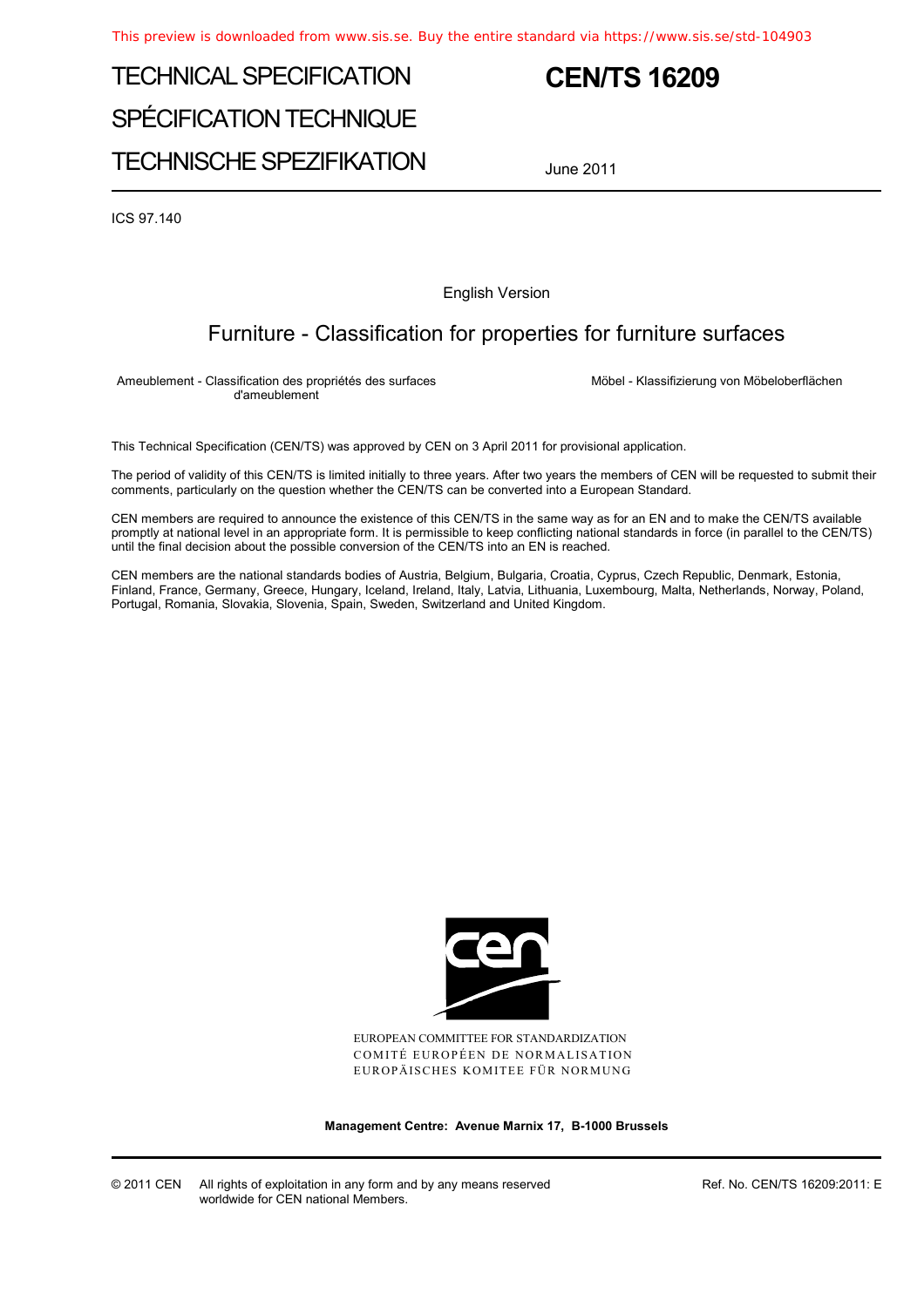# TECHNICAL SPECIFICATION

# SPÉCIFICATION TECHNIQUE

# TECHNISCHE SPEZIFIKATION

# CEN/TS 16209

June 2011

ICS 97.140

English Version

## Furniture - Classification for properties for furniture surfaces

Ameublement - Classification des propriétés des surfaces d'ameublement

Möbel - Klassifizierung von Möbeloberflächen

This Technical Specification (CEN/TS) was approved by CEN on 3 April 2011 for provisional application.

The period of validity of this CEN/TS is limited initially to three years. After two years the members of CEN will be requested to submit their comments, particularly on the question whether the CEN/TS can be converted into a European Standard.

CEN members are required to announce the existence of this CEN/TS in the same way as for an EN and to make the CEN/TS available promptly at national level in an appropriate form. It is permissible to keep conflicting national standards in force (in parallel to the CEN/TS) until the final decision about the possible conversion of the CEN/TS into an EN is reached.

CEN members are the national standards bodies of Austria, Belgium, Bulgaria, Croatia, Cyprus, Czech Republic, Denmark, Estonia, Finland, France, Germany, Greece, Hungary, Iceland, Ireland, Italy, Latvia, Lithuania, Luxembourg, Malta, Netherlands, Norway, Poland, Portugal, Romania, Slovakia, Slovenia, Spain, Sweden, Switzerland and United Kingdom.

EUROPEAN COMMITTEE FOR STANDARDIZATION
COMITÉ EUROPÉEN DE NORMALISATION
EUROPÄISCHES KOMITEE FÜR NORMUNG

**Management Centre: Avenue Marnix 17, B-1000 Brussels**

© 2011 CEN All rights of exploitation in any form and by any means reserved worldwide for CEN national Members.

Ref. No. CEN/TS 16209:2011: E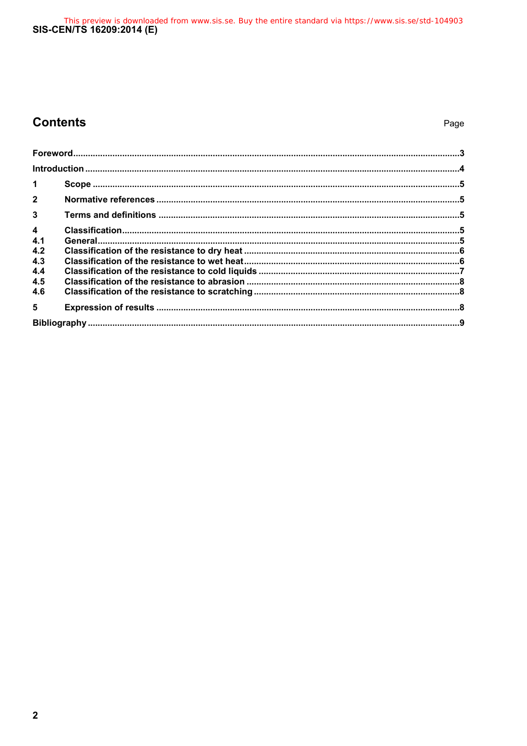# Contents

Page

Foreword ... 3

Introduction ... 4

1 Scope ... 5

2 Normative references ... 5

3 Terms and definitions ... 5

4 Classification ... 5
4.1 General ... 5
4.2 Classification of the resistance to dry heat ... 6
4.3 Classification of the resistance to wet heat ... 6
4.4 Classification of the resistance to cold liquids ... 7
4.5 Classification of the resistance to abrasion ... 8
4.6 Classification of the resistance to scratching ... 8

5 Expression of results ... 8

Bibliography ... 9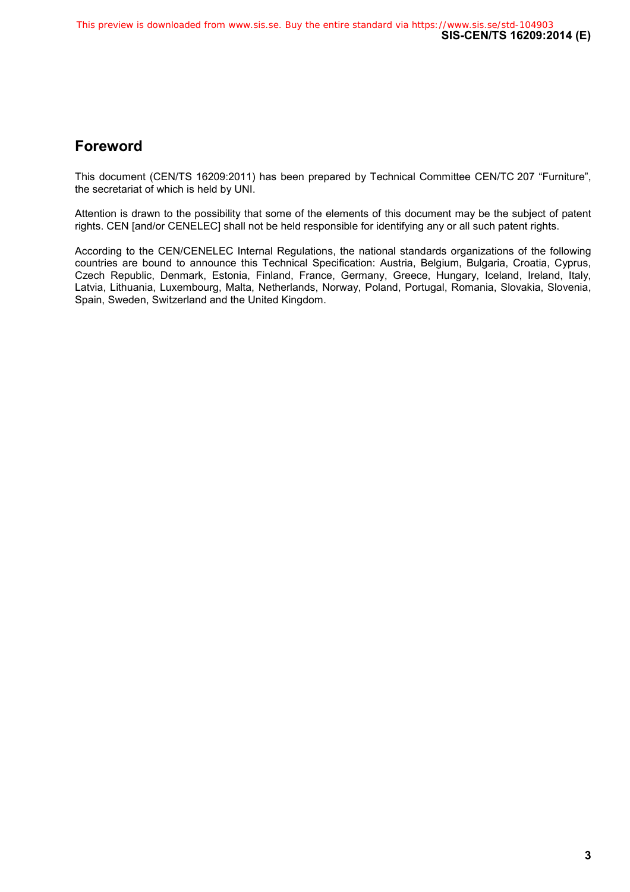## Foreword

This document (CEN/TS 16209:2011) has been prepared by Technical Committee CEN/TC 207 "Furniture", the secretariat of which is held by UNI.

Attention is drawn to the possibility that some of the elements of this document may be the subject of patent rights. CEN [and/or CENELEC] shall not be held responsible for identifying any or all such patent rights.

According to the CEN/CENELEC Internal Regulations, the national standards organizations of the following countries are bound to announce this Technical Specification: Austria, Belgium, Bulgaria, Croatia, Cyprus, Czech Republic, Denmark, Estonia, Finland, France, Germany, Greece, Hungary, Iceland, Ireland, Italy, Latvia, Lithuania, Luxembourg, Malta, Netherlands, Norway, Poland, Portugal, Romania, Slovakia, Slovenia, Spain, Sweden, Switzerland and the United Kingdom.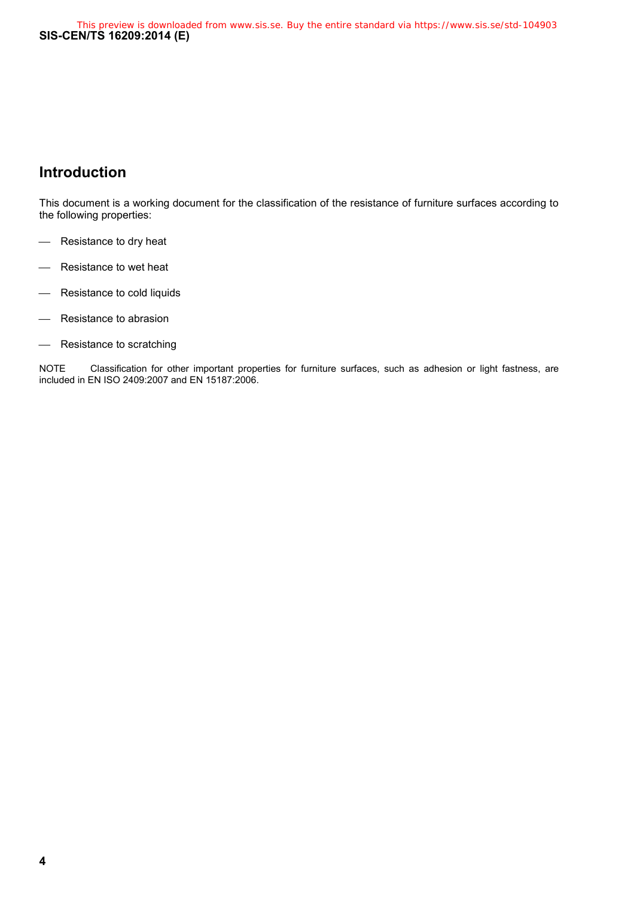## Introduction

This document is a working document for the classification of the resistance of furniture surfaces according to the following properties:

- Resistance to dry heat
- Resistance to wet heat
- Resistance to cold liquids
- Resistance to abrasion
- Resistance to scratching

NOTE Classification for other important properties for furniture surfaces, such as adhesion or light fastness, are included in EN ISO 2409:2007 and EN 15187:2006.